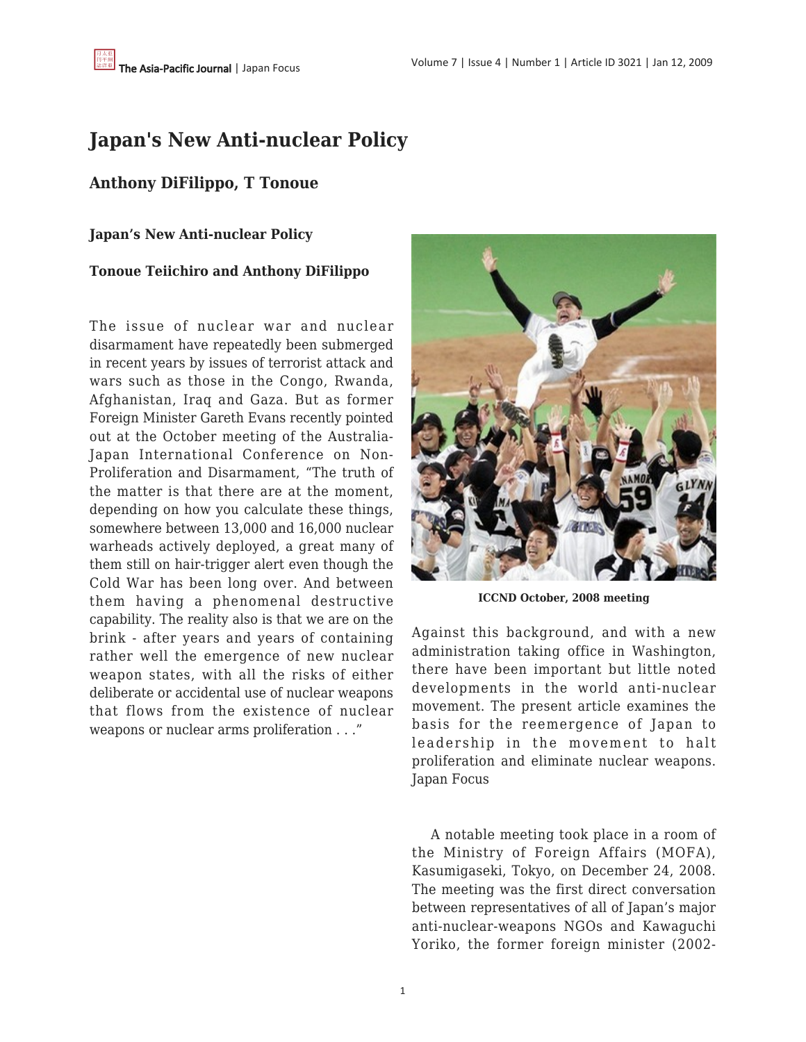# Japan's New Anti-nuclear Policy

## Anthony DiFilippo, T Tonoue

**Japan's New Anti-nuclear Policy**

**Tonoue Teiichiro and Anthony DiFilippo**

The issue of nuclear war and nuclear disarmament have repeatedly been submerged in recent years by issues of terrorist attack and wars such as those in the Congo, Rwanda, Afghanistan, Iraq and Gaza. But as former Foreign Minister Gareth Evans recently pointed out at the October meeting of the Australia-Japan International Conference on Non-Proliferation and Disarmament, "The truth of the matter is that there are at the moment, depending on how you calculate these things, somewhere between 13,000 and 16,000 nuclear warheads actively deployed, a great many of them still on hair-trigger alert even though the Cold War has been long over. And between them having a phenomenal destructive capability. The reality also is that we are on the brink - after years and years of containing rather well the emergence of new nuclear weapon states, with all the risks of either deliberate or accidental use of nuclear weapons that flows from the existence of nuclear weapons or nuclear arms proliferation . . ."

**ICCND October, 2008 meeting**

Against this background, and with a new administration taking office in Washington, there have been important but little noted developments in the world anti-nuclear movement. The present article examines the basis for the reemergence of Japan to leadership in the movement to halt proliferation and eliminate nuclear weapons. Japan Focus

A notable meeting took place in a room of the Ministry of Foreign Affairs (MOFA), Kasumigaseki, Tokyo, on December 24, 2008. The meeting was the first direct conversation between representatives of all of Japan's major anti-nuclear-weapons NGOs and Kawaguchi Yoriko, the former foreign minister (2002-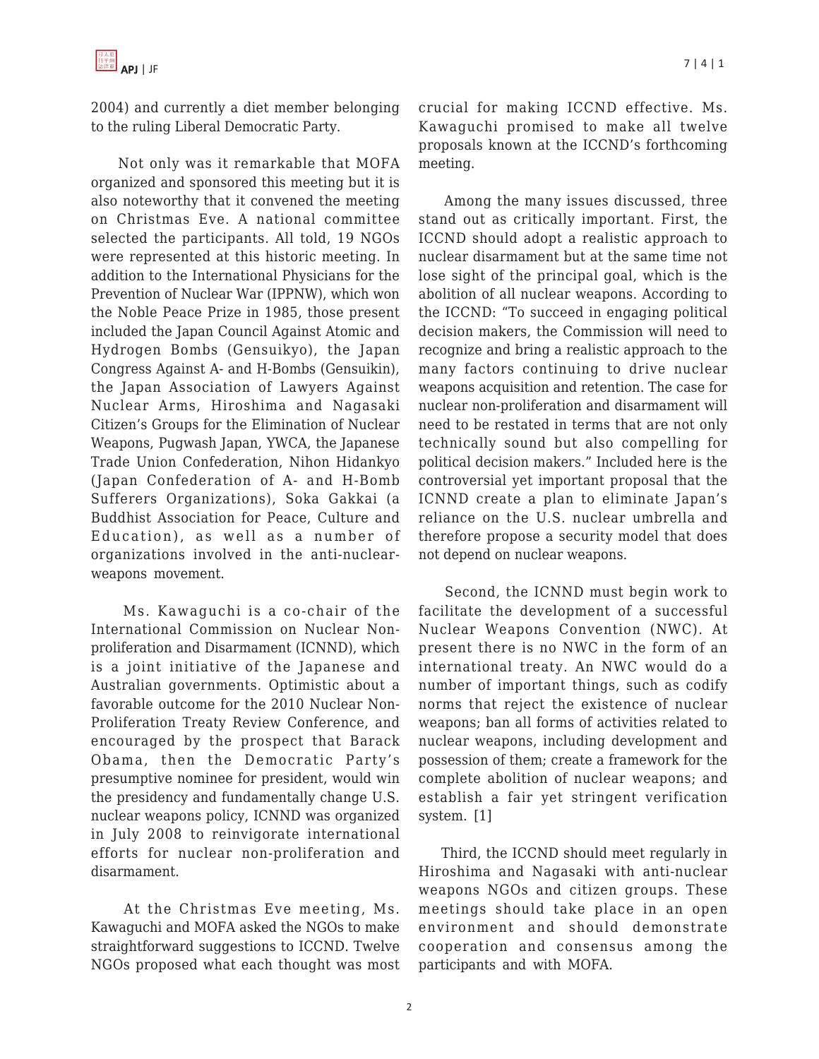2004) and currently a diet member belonging to the ruling Liberal Democratic Party.

Not only was it remarkable that MOFA organized and sponsored this meeting but it is also noteworthy that it convened the meeting on Christmas Eve. A national committee selected the participants. All told, 19 NGOs were represented at this historic meeting. In addition to the International Physicians for the Prevention of Nuclear War (IPPNW), which won the Noble Peace Prize in 1985, those present included the Japan Council Against Atomic and Hydrogen Bombs (Gensuikyo), the Japan Congress Against A- and H-Bombs (Gensuikin), the Japan Association of Lawyers Against Nuclear Arms, Hiroshima and Nagasaki Citizen's Groups for the Elimination of Nuclear Weapons, Pugwash Japan, YWCA, the Japanese Trade Union Confederation, Nihon Hidankyo (Japan Confederation of A- and H-Bomb Sufferers Organizations), Soka Gakkai (a Buddhist Association for Peace, Culture and Education), as well as a number of organizations involved in the anti-nuclear-weapons movement.

Ms. Kawaguchi is a co-chair of the International Commission on Nuclear Non-proliferation and Disarmament (ICNND), which is a joint initiative of the Japanese and Australian governments. Optimistic about a favorable outcome for the 2010 Nuclear Non-Proliferation Treaty Review Conference, and encouraged by the prospect that Barack Obama, then the Democratic Party's presumptive nominee for president, would win the presidency and fundamentally change U.S. nuclear weapons policy, ICNND was organized in July 2008 to reinvigorate international efforts for nuclear non-proliferation and disarmament.

At the Christmas Eve meeting, Ms. Kawaguchi and MOFA asked the NGOs to make straightforward suggestions to ICCND. Twelve NGOs proposed what each thought was most crucial for making ICCND effective. Ms. Kawaguchi promised to make all twelve proposals known at the ICCND's forthcoming meeting.

Among the many issues discussed, three stand out as critically important. First, the ICCND should adopt a realistic approach to nuclear disarmament but at the same time not lose sight of the principal goal, which is the abolition of all nuclear weapons. According to the ICCND: "To succeed in engaging political decision makers, the Commission will need to recognize and bring a realistic approach to the many factors continuing to drive nuclear weapons acquisition and retention. The case for nuclear non-proliferation and disarmament will need to be restated in terms that are not only technically sound but also compelling for political decision makers." Included here is the controversial yet important proposal that the ICNND create a plan to eliminate Japan's reliance on the U.S. nuclear umbrella and therefore propose a security model that does not depend on nuclear weapons.

Second, the ICNND must begin work to facilitate the development of a successful Nuclear Weapons Convention (NWC). At present there is no NWC in the form of an international treaty. An NWC would do a number of important things, such as codify norms that reject the existence of nuclear weapons; ban all forms of activities related to nuclear weapons, including development and possession of them; create a framework for the complete abolition of nuclear weapons; and establish a fair yet stringent verification system. [1]

Third, the ICCND should meet regularly in Hiroshima and Nagasaki with anti-nuclear weapons NGOs and citizen groups. These meetings should take place in an open environment and should demonstrate cooperation and consensus among the participants and with MOFA.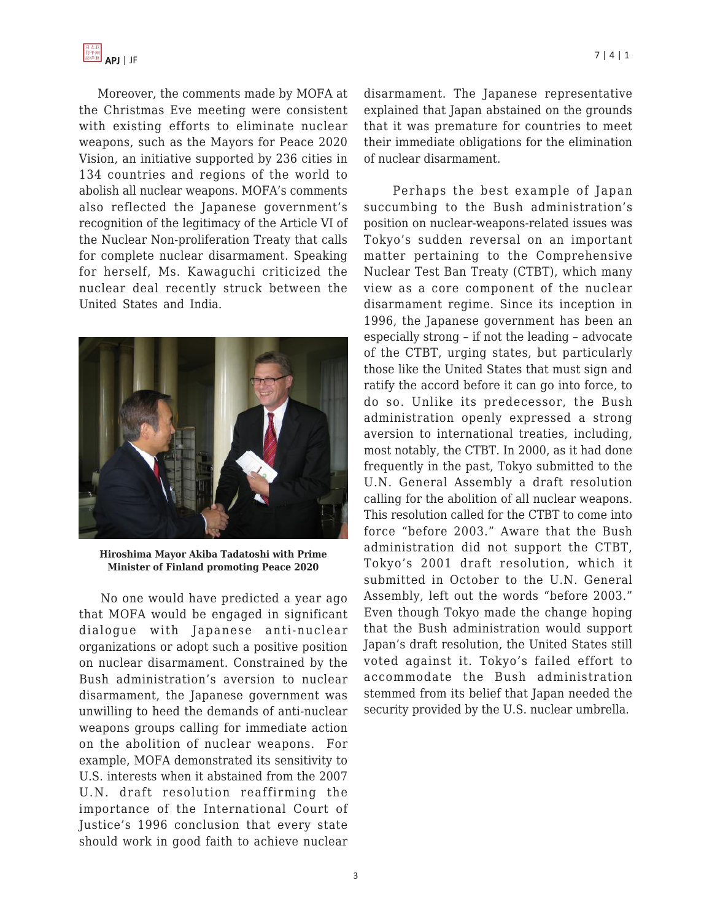Moreover, the comments made by MOFA at the Christmas Eve meeting were consistent with existing efforts to eliminate nuclear weapons, such as the Mayors for Peace 2020 Vision, an initiative supported by 236 cities in 134 countries and regions of the world to abolish all nuclear weapons. MOFA's comments also reflected the Japanese government's recognition of the legitimacy of the Article VI of the Nuclear Non-proliferation Treaty that calls for complete nuclear disarmament. Speaking for herself, Ms. Kawaguchi criticized the nuclear deal recently struck between the United States and India.

**Hiroshima Mayor Akiba Tadatoshi with Prime Minister of Finland promoting Peace 2020**

No one would have predicted a year ago that MOFA would be engaged in significant dialogue with Japanese anti-nuclear organizations or adopt such a positive position on nuclear disarmament. Constrained by the Bush administration's aversion to nuclear disarmament, the Japanese government was unwilling to heed the demands of anti-nuclear weapons groups calling for immediate action on the abolition of nuclear weapons. For example, MOFA demonstrated its sensitivity to U.S. interests when it abstained from the 2007 U.N. draft resolution reaffirming the importance of the International Court of Justice's 1996 conclusion that every state should work in good faith to achieve nuclear disarmament. The Japanese representative explained that Japan abstained on the grounds that it was premature for countries to meet their immediate obligations for the elimination of nuclear disarmament.

Perhaps the best example of Japan succumbing to the Bush administration's position on nuclear-weapons-related issues was Tokyo's sudden reversal on an important matter pertaining to the Comprehensive Nuclear Test Ban Treaty (CTBT), which many view as a core component of the nuclear disarmament regime. Since its inception in 1996, the Japanese government has been an especially strong – if not the leading – advocate of the CTBT, urging states, but particularly those like the United States that must sign and ratify the accord before it can go into force, to do so. Unlike its predecessor, the Bush administration openly expressed a strong aversion to international treaties, including, most notably, the CTBT. In 2000, as it had done frequently in the past, Tokyo submitted to the U.N. General Assembly a draft resolution calling for the abolition of all nuclear weapons. This resolution called for the CTBT to come into force "before 2003." Aware that the Bush administration did not support the CTBT, Tokyo's 2001 draft resolution, which it submitted in October to the U.N. General Assembly, left out the words "before 2003." Even though Tokyo made the change hoping that the Bush administration would support Japan's draft resolution, the United States still voted against it. Tokyo's failed effort to accommodate the Bush administration stemmed from its belief that Japan needed the security provided by the U.S. nuclear umbrella.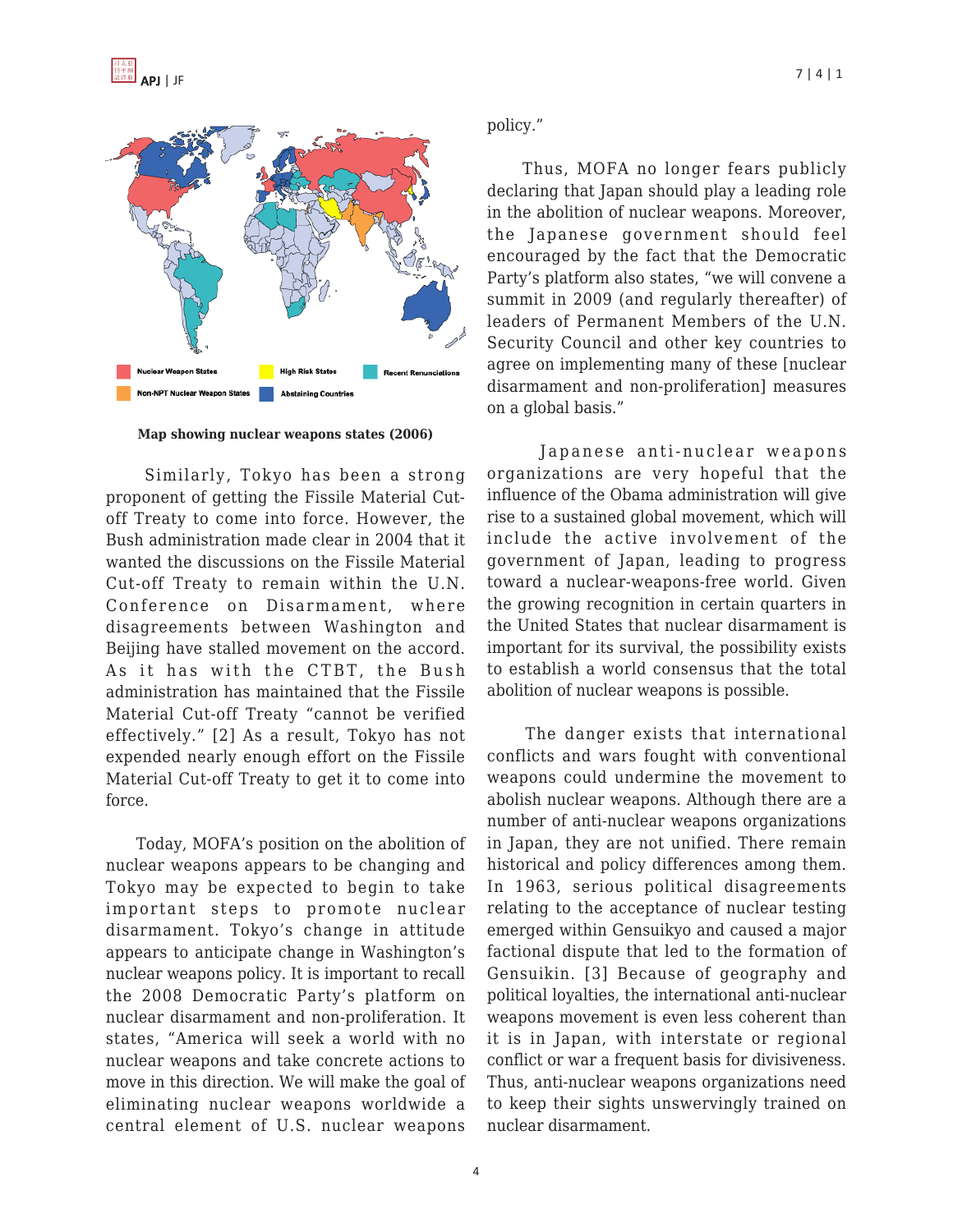Map showing nuclear weapons states (2006)

Similarly, Tokyo has been a strong proponent of getting the Fissile Material Cut-off Treaty to come into force. However, the Bush administration made clear in 2004 that it wanted the discussions on the Fissile Material Cut-off Treaty to remain within the U.N. Conference on Disarmament, where disagreements between Washington and Beijing have stalled movement on the accord. As it has with the CTBT, the Bush administration has maintained that the Fissile Material Cut-off Treaty "cannot be verified effectively." [2] As a result, Tokyo has not expended nearly enough effort on the Fissile Material Cut-off Treaty to get it to come into force.

Today, MOFA's position on the abolition of nuclear weapons appears to be changing and Tokyo may be expected to begin to take important steps to promote nuclear disarmament. Tokyo's change in attitude appears to anticipate change in Washington's nuclear weapons policy. It is important to recall the 2008 Democratic Party's platform on nuclear disarmament and non-proliferation. It states, "America will seek a world with no nuclear weapons and take concrete actions to move in this direction. We will make the goal of eliminating nuclear weapons worldwide a central element of U.S. nuclear weapons policy."

Thus, MOFA no longer fears publicly declaring that Japan should play a leading role in the abolition of nuclear weapons. Moreover, the Japanese government should feel encouraged by the fact that the Democratic Party's platform also states, "we will convene a summit in 2009 (and regularly thereafter) of leaders of Permanent Members of the U.N. Security Council and other key countries to agree on implementing many of these [nuclear disarmament and non-proliferation] measures on a global basis."

Japanese anti-nuclear weapons organizations are very hopeful that the influence of the Obama administration will give rise to a sustained global movement, which will include the active involvement of the government of Japan, leading to progress toward a nuclear-weapons-free world. Given the growing recognition in certain quarters in the United States that nuclear disarmament is important for its survival, the possibility exists to establish a world consensus that the total abolition of nuclear weapons is possible.

The danger exists that international conflicts and wars fought with conventional weapons could undermine the movement to abolish nuclear weapons. Although there are a number of anti-nuclear weapons organizations in Japan, they are not unified. There remain historical and policy differences among them. In 1963, serious political disagreements relating to the acceptance of nuclear testing emerged within Gensuikyo and caused a major factional dispute that led to the formation of Gensuikin. [3] Because of geography and political loyalties, the international anti-nuclear weapons movement is even less coherent than it is in Japan, with interstate or regional conflict or war a frequent basis for divisiveness. Thus, anti-nuclear weapons organizations need to keep their sights unswervingly trained on nuclear disarmament.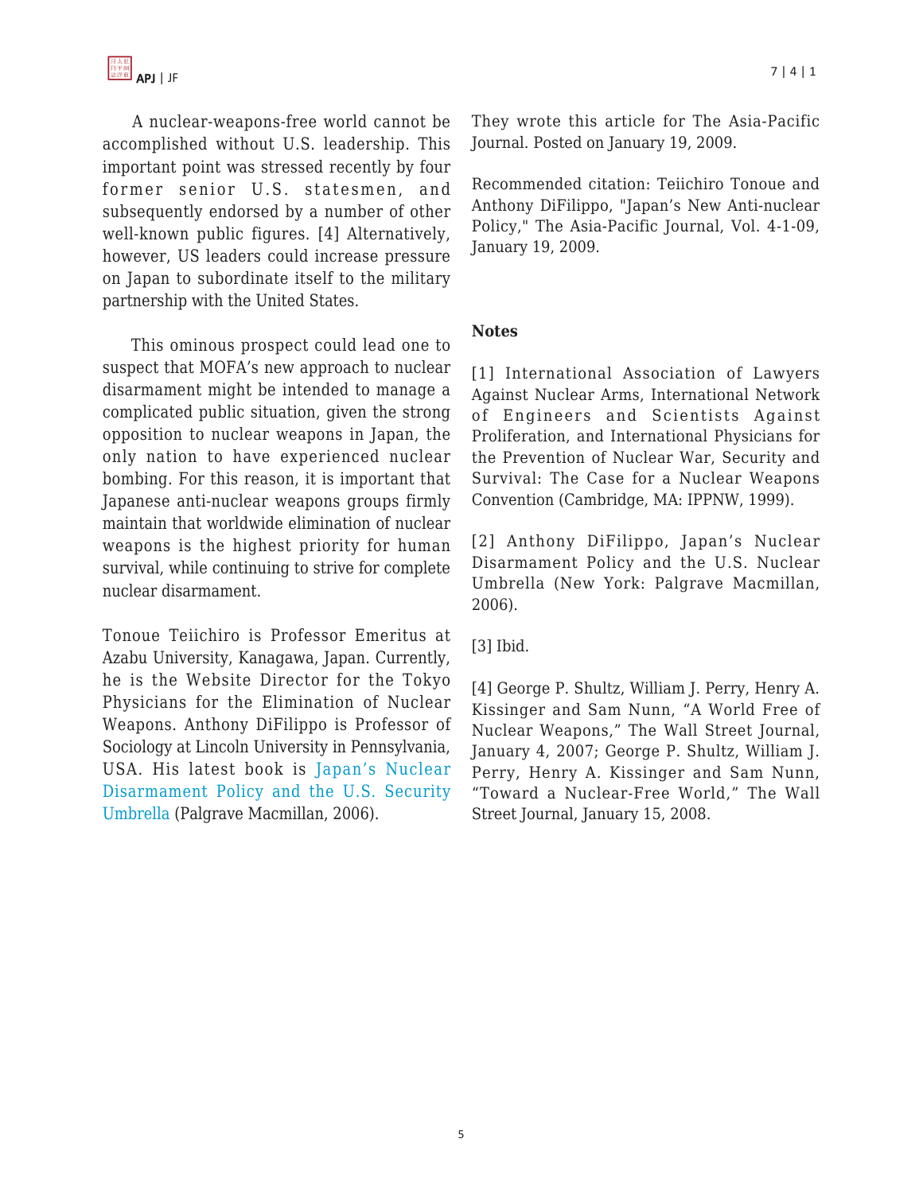A nuclear-weapons-free world cannot be accomplished without U.S. leadership. This important point was stressed recently by four former senior U.S. statesmen, and subsequently endorsed by a number of other well-known public figures. [4] Alternatively, however, US leaders could increase pressure on Japan to subordinate itself to the military partnership with the United States.

This ominous prospect could lead one to suspect that MOFA's new approach to nuclear disarmament might be intended to manage a complicated public situation, given the strong opposition to nuclear weapons in Japan, the only nation to have experienced nuclear bombing. For this reason, it is important that Japanese anti-nuclear weapons groups firmly maintain that worldwide elimination of nuclear weapons is the highest priority for human survival, while continuing to strive for complete nuclear disarmament.

Tonoue Teiichiro is Professor Emeritus at Azabu University, Kanagawa, Japan. Currently, he is the Website Director for the Tokyo Physicians for the Elimination of Nuclear Weapons. Anthony DiFilippo is Professor of Sociology at Lincoln University in Pennsylvania, USA. His latest book is Japan's Nuclear Disarmament Policy and the U.S. Security Umbrella (Palgrave Macmillan, 2006).

They wrote this article for The Asia-Pacific Journal. Posted on January 19, 2009.

Recommended citation: Teiichiro Tonoue and Anthony DiFilippo, "Japan's New Anti-nuclear Policy," The Asia-Pacific Journal, Vol. 4-1-09, January 19, 2009.

**Notes**

[1] International Association of Lawyers Against Nuclear Arms, International Network of Engineers and Scientists Against Proliferation, and International Physicians for the Prevention of Nuclear War, Security and Survival: The Case for a Nuclear Weapons Convention (Cambridge, MA: IPPNW, 1999).

[2] Anthony DiFilippo, Japan's Nuclear Disarmament Policy and the U.S. Nuclear Umbrella (New York: Palgrave Macmillan, 2006).

[3] Ibid.

[4] George P. Shultz, William J. Perry, Henry A. Kissinger and Sam Nunn, "A World Free of Nuclear Weapons," The Wall Street Journal, January 4, 2007; George P. Shultz, William J. Perry, Henry A. Kissinger and Sam Nunn, "Toward a Nuclear-Free World," The Wall Street Journal, January 15, 2008.